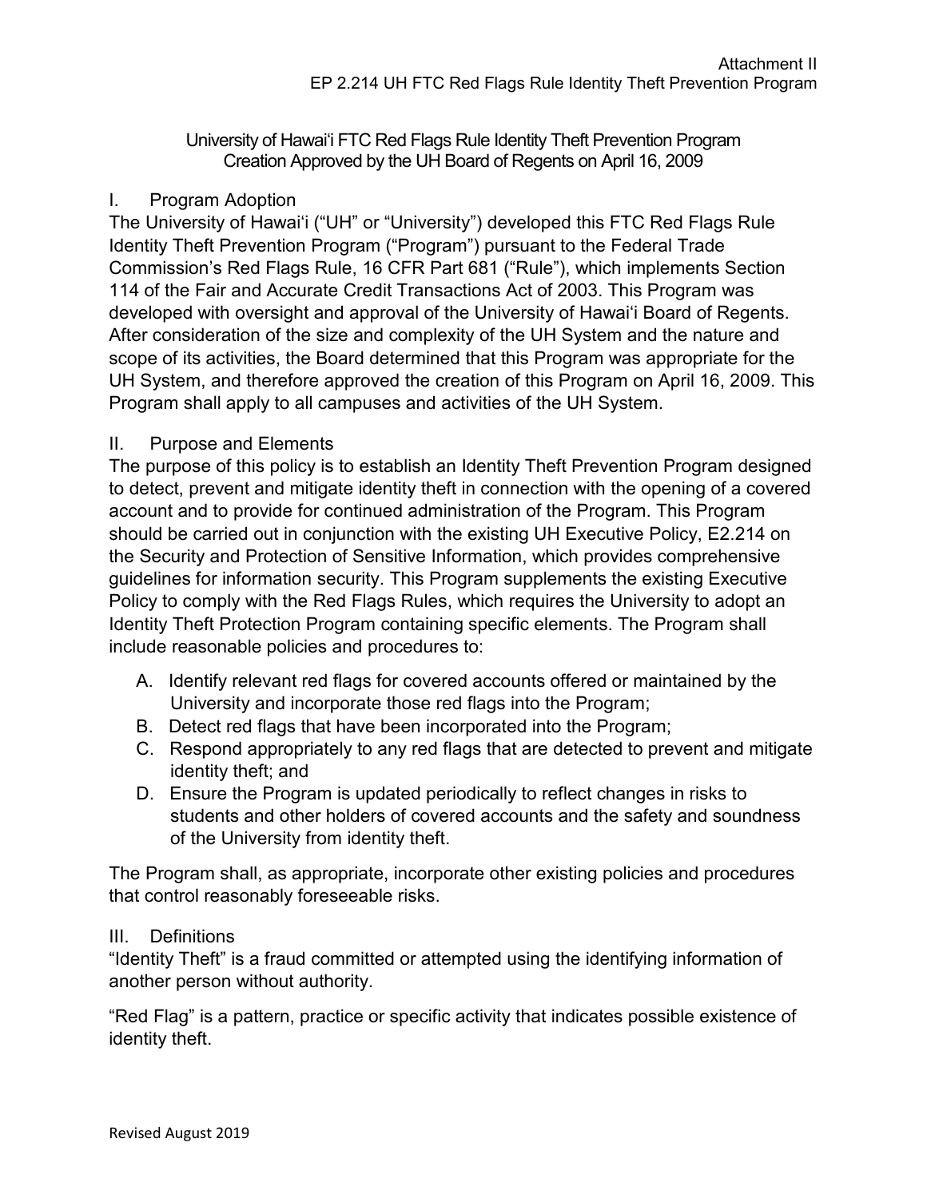University of Hawaiʻi FTC Red Flags Rule Identity Theft Prevention Program
Creation Approved by the UH Board of Regents on April 16, 2009

## I. Program Adoption

The University of Hawaiʻi ("UH" or "University") developed this FTC Red Flags Rule Identity Theft Prevention Program ("Program") pursuant to the Federal Trade Commission's Red Flags Rule, 16 CFR Part 681 ("Rule"), which implements Section 114 of the Fair and Accurate Credit Transactions Act of 2003. This Program was developed with oversight and approval of the University of Hawaiʻi Board of Regents. After consideration of the size and complexity of the UH System and the nature and scope of its activities, the Board determined that this Program was appropriate for the UH System, and therefore approved the creation of this Program on April 16, 2009. This Program shall apply to all campuses and activities of the UH System.

## II. Purpose and Elements

The purpose of this policy is to establish an Identity Theft Prevention Program designed to detect, prevent and mitigate identity theft in connection with the opening of a covered account and to provide for continued administration of the Program. This Program should be carried out in conjunction with the existing UH Executive Policy, E2.214 on the Security and Protection of Sensitive Information, which provides comprehensive guidelines for information security. This Program supplements the existing Executive Policy to comply with the Red Flags Rules, which requires the University to adopt an Identity Theft Protection Program containing specific elements. The Program shall include reasonable policies and procedures to:

A. Identify relevant red flags for covered accounts offered or maintained by the University and incorporate those red flags into the Program;
B. Detect red flags that have been incorporated into the Program;
C. Respond appropriately to any red flags that are detected to prevent and mitigate identity theft; and
D. Ensure the Program is updated periodically to reflect changes in risks to students and other holders of covered accounts and the safety and soundness of the University from identity theft.

The Program shall, as appropriate, incorporate other existing policies and procedures that control reasonably foreseeable risks.

## III. Definitions

"Identity Theft" is a fraud committed or attempted using the identifying information of another person without authority.

"Red Flag" is a pattern, practice or specific activity that indicates possible existence of identity theft.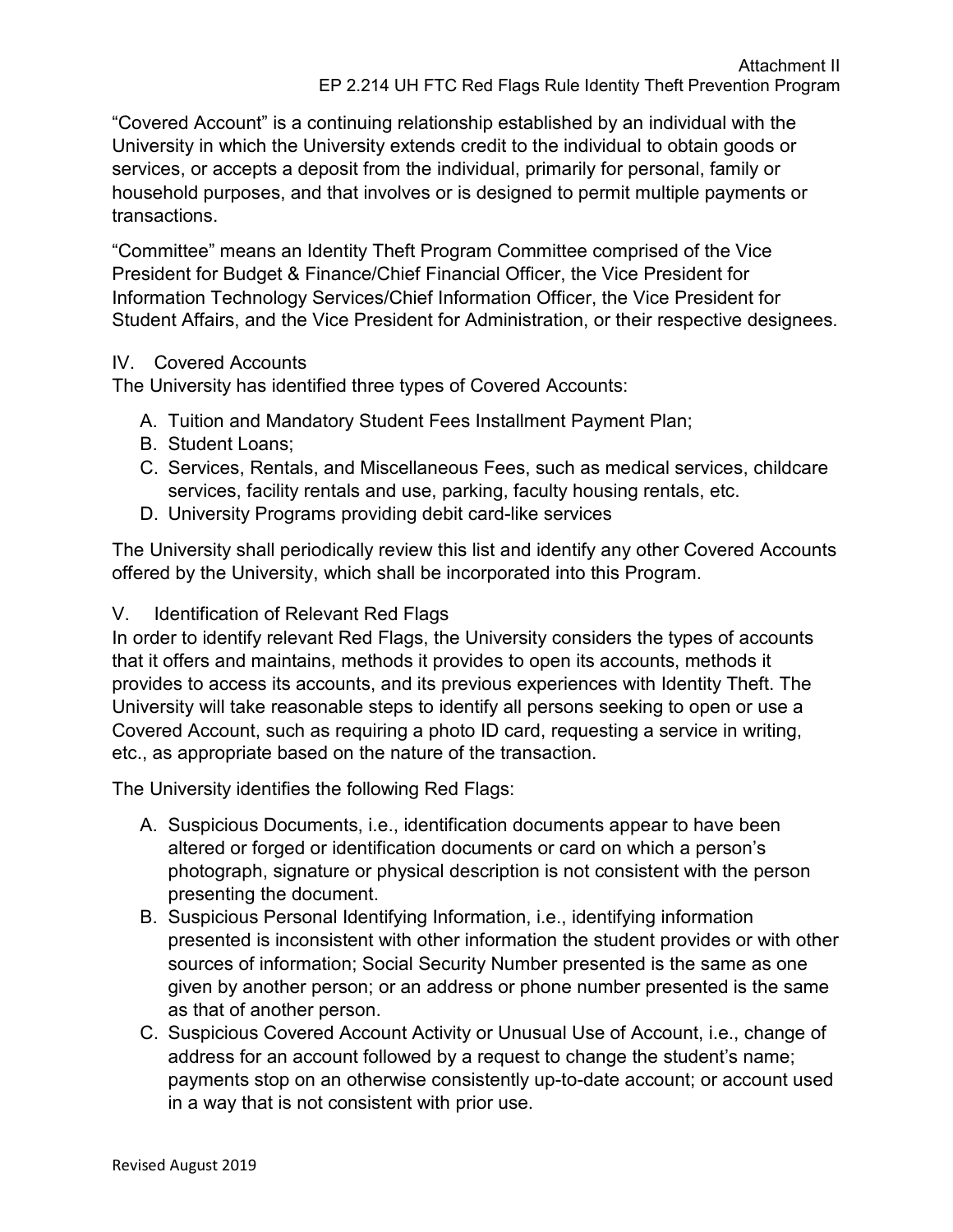"Covered Account" is a continuing relationship established by an individual with the University in which the University extends credit to the individual to obtain goods or services, or accepts a deposit from the individual, primarily for personal, family or household purposes, and that involves or is designed to permit multiple payments or transactions.

"Committee" means an Identity Theft Program Committee comprised of the Vice President for Budget & Finance/Chief Financial Officer, the Vice President for Information Technology Services/Chief Information Officer, the Vice President for Student Affairs, and the Vice President for Administration, or their respective designees.

## IV. Covered Accounts

The University has identified three types of Covered Accounts:

A. Tuition and Mandatory Student Fees Installment Payment Plan;
B. Student Loans;
C. Services, Rentals, and Miscellaneous Fees, such as medical services, childcare services, facility rentals and use, parking, faculty housing rentals, etc.
D. University Programs providing debit card-like services

The University shall periodically review this list and identify any other Covered Accounts offered by the University, which shall be incorporated into this Program.

## V. Identification of Relevant Red Flags

In order to identify relevant Red Flags, the University considers the types of accounts that it offers and maintains, methods it provides to open its accounts, methods it provides to access its accounts, and its previous experiences with Identity Theft. The University will take reasonable steps to identify all persons seeking to open or use a Covered Account, such as requiring a photo ID card, requesting a service in writing, etc., as appropriate based on the nature of the transaction.

The University identifies the following Red Flags:

A. Suspicious Documents, i.e., identification documents appear to have been altered or forged or identification documents or card on which a person's photograph, signature or physical description is not consistent with the person presenting the document.
B. Suspicious Personal Identifying Information, i.e., identifying information presented is inconsistent with other information the student provides or with other sources of information; Social Security Number presented is the same as one given by another person; or an address or phone number presented is the same as that of another person.
C. Suspicious Covered Account Activity or Unusual Use of Account, i.e., change of address for an account followed by a request to change the student's name; payments stop on an otherwise consistently up-to-date account; or account used in a way that is not consistent with prior use.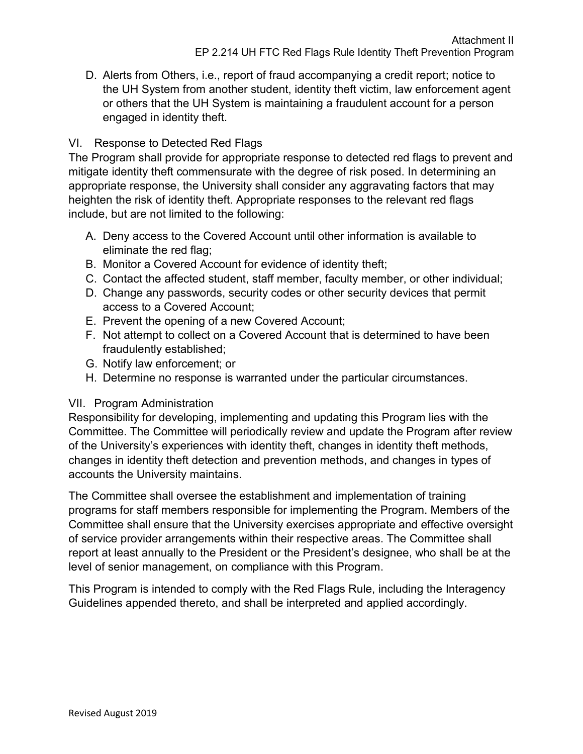D. Alerts from Others, i.e., report of fraud accompanying a credit report; notice to the UH System from another student, identity theft victim, law enforcement agent or others that the UH System is maintaining a fraudulent account for a person engaged in identity theft.

## VI. Response to Detected Red Flags

The Program shall provide for appropriate response to detected red flags to prevent and mitigate identity theft commensurate with the degree of risk posed. In determining an appropriate response, the University shall consider any aggravating factors that may heighten the risk of identity theft. Appropriate responses to the relevant red flags include, but are not limited to the following:

A. Deny access to the Covered Account until other information is available to eliminate the red flag;
B. Monitor a Covered Account for evidence of identity theft;
C. Contact the affected student, staff member, faculty member, or other individual;
D. Change any passwords, security codes or other security devices that permit access to a Covered Account;
E. Prevent the opening of a new Covered Account;
F. Not attempt to collect on a Covered Account that is determined to have been fraudulently established;
G. Notify law enforcement; or
H. Determine no response is warranted under the particular circumstances.

## VII. Program Administration

Responsibility for developing, implementing and updating this Program lies with the Committee. The Committee will periodically review and update the Program after review of the University's experiences with identity theft, changes in identity theft methods, changes in identity theft detection and prevention methods, and changes in types of accounts the University maintains.

The Committee shall oversee the establishment and implementation of training programs for staff members responsible for implementing the Program. Members of the Committee shall ensure that the University exercises appropriate and effective oversight of service provider arrangements within their respective areas. The Committee shall report at least annually to the President or the President's designee, who shall be at the level of senior management, on compliance with this Program.

This Program is intended to comply with the Red Flags Rule, including the Interagency Guidelines appended thereto, and shall be interpreted and applied accordingly.